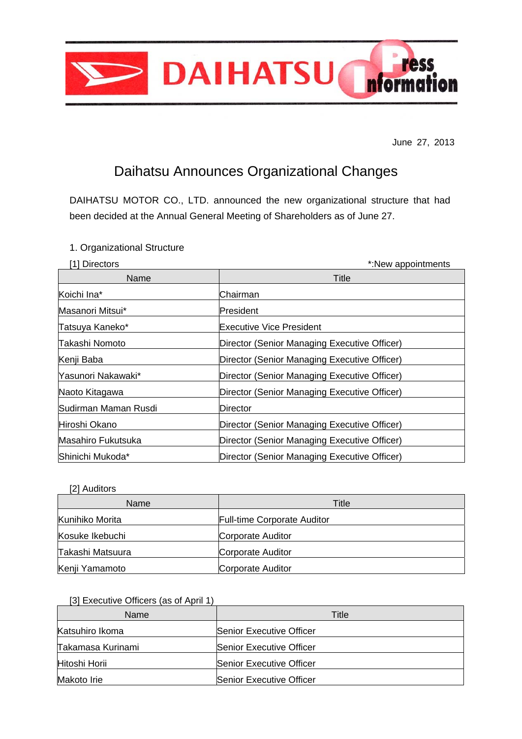DAIHATSU Press Information

June 27, 2013

# Daihatsu Announces Organizational Changes

DAIHATSU MOTOR CO., LTD. announced the new organizational structure that had been decided at the Annual General Meeting of Shareholders as of June 27.

1. Organizational Structure

[1] Directors *:New appointments

| Name | Title |
|---|---|
| Koichi Ina* | Chairman |
| Masanori Mitsui* | President |
| Tatsuya Kaneko* | Executive Vice President |
| Takashi Nomoto | Director (Senior Managing Executive Officer) |
| Kenji Baba | Director (Senior Managing Executive Officer) |
| Yasunori Nakawaki* | Director (Senior Managing Executive Officer) |
| Naoto Kitagawa | Director (Senior Managing Executive Officer) |
| Sudirman Maman Rusdi | Director |
| Hiroshi Okano | Director (Senior Managing Executive Officer) |
| Masahiro Fukutsuka | Director (Senior Managing Executive Officer) |
| Shinichi Mukoda* | Director (Senior Managing Executive Officer) |

[2] Auditors

| Name | Title |
|---|---|
| Kunihiko Morita | Full-time Corporate Auditor |
| Kosuke Ikebuchi | Corporate Auditor |
| Takashi Matsuura | Corporate Auditor |
| Kenji Yamamoto | Corporate Auditor |

[3] Executive Officers (as of April 1)

| Name | Title |
|---|---|
| Katsuhiro Ikoma | Senior Executive Officer |
| Takamasa Kurinami | Senior Executive Officer |
| Hitoshi Horii | Senior Executive Officer |
| Makoto Irie | Senior Executive Officer |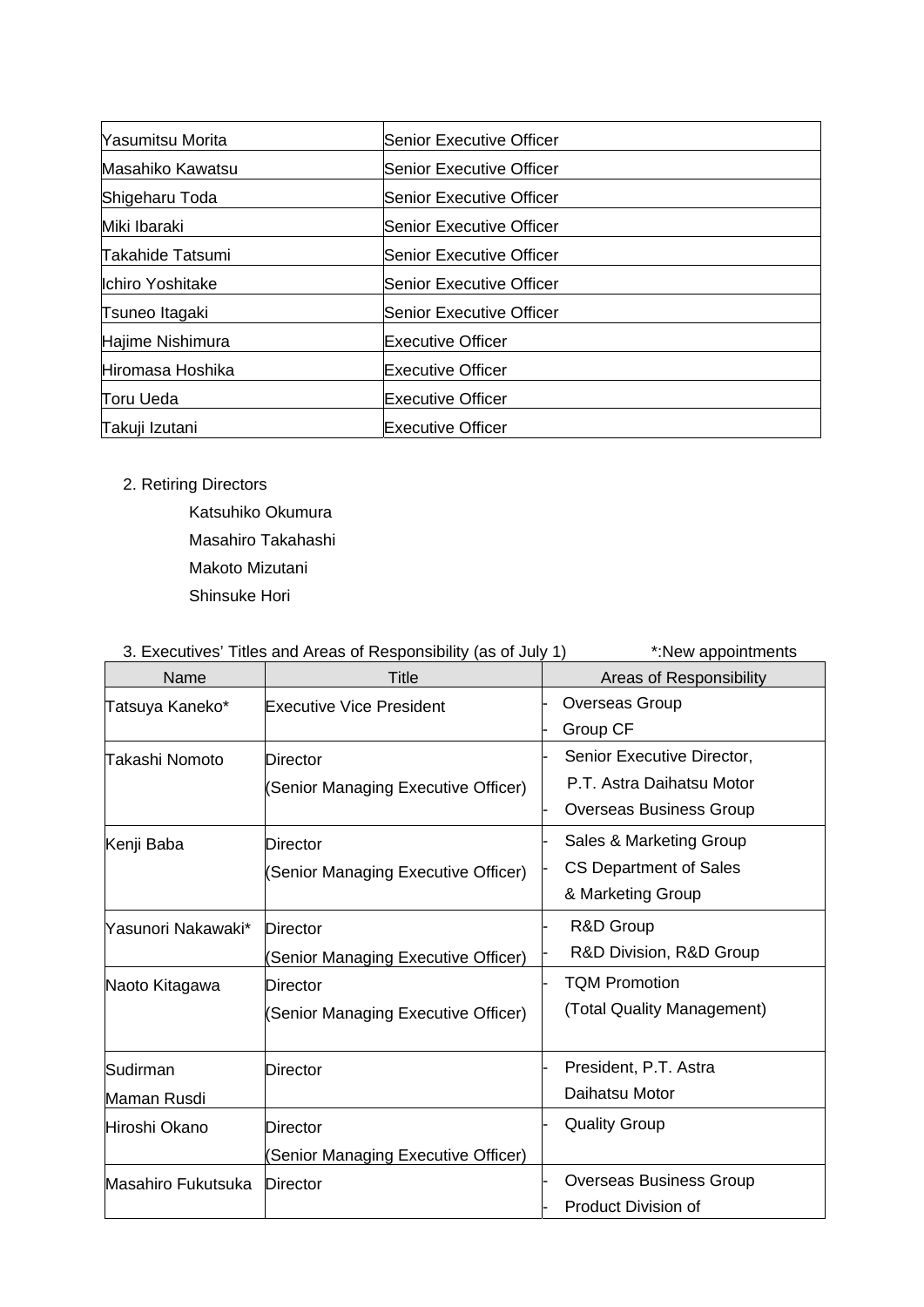| | |
|---|---|
| Yasumitsu Morita | Senior Executive Officer |
| Masahiko Kawatsu | Senior Executive Officer |
| Shigeharu Toda | Senior Executive Officer |
| Miki Ibaraki | Senior Executive Officer |
| Takahide Tatsumi | Senior Executive Officer |
| Ichiro Yoshitake | Senior Executive Officer |
| Tsuneo Itagaki | Senior Executive Officer |
| Hajime Nishimura | Executive Officer |
| Hiromasa Hoshika | Executive Officer |
| Toru Ueda | Executive Officer |
| Takuji Izutani | Executive Officer |

2. Retiring Directors

Katsuhiko Okumura
Masahiro Takahashi
Makoto Mizutani
Shinsuke Hori

3. Executives' Titles and Areas of Responsibility (as of July 1) *:New appointments

| Name | Title | Areas of Responsibility |
|---|---|---|
| Tatsuya Kaneko* | Executive Vice President | - Overseas Group<br>- Group CF |
| Takashi Nomoto | Director<br>(Senior Managing Executive Officer) | - Senior Executive Director, P.T. Astra Daihatsu Motor<br>- Overseas Business Group |
| Kenji Baba | Director<br>(Senior Managing Executive Officer) | - Sales & Marketing Group<br>- CS Department of Sales & Marketing Group |
| Yasunori Nakawaki* | Director<br>(Senior Managing Executive Officer) | - R&D Group<br>- R&D Division, R&D Group |
| Naoto Kitagawa | Director<br>(Senior Managing Executive Officer) | - TQM Promotion (Total Quality Management) |
| Sudirman Maman Rusdi | Director | - President, P.T. Astra Daihatsu Motor |
| Hiroshi Okano | Director<br>(Senior Managing Executive Officer) | - Quality Group |
| Masahiro Fukutsuka | Director | - Overseas Business Group<br>- Product Division of |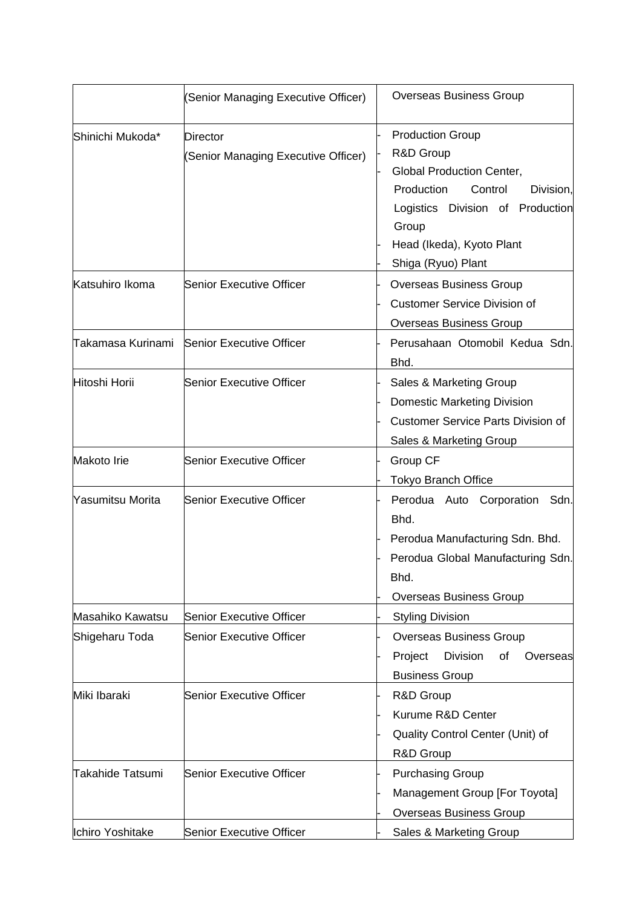| | | |
|---|---|---|
| | (Senior Managing Executive Officer) | Overseas Business Group |
| Shinichi Mukoda* | Director<br>(Senior Managing Executive Officer) | - Production Group<br>- R&D Group<br>- Global Production Center, Production Control Division, Logistics Division of Production Group<br>- Head (Ikeda), Kyoto Plant<br>- Shiga (Ryuo) Plant |
| Katsuhiro Ikoma | Senior Executive Officer | - Overseas Business Group<br>- Customer Service Division of Overseas Business Group |
| Takamasa Kurinami | Senior Executive Officer | - Perusahaan Otomobil Kedua Sdn. Bhd. |
| Hitoshi Horii | Senior Executive Officer | - Sales & Marketing Group<br>- Domestic Marketing Division<br>- Customer Service Parts Division of Sales & Marketing Group |
| Makoto Irie | Senior Executive Officer | - Group CF<br>- Tokyo Branch Office |
| Yasumitsu Morita | Senior Executive Officer | - Perodua Auto Corporation Sdn. Bhd.<br>- Perodua Manufacturing Sdn. Bhd.<br>- Perodua Global Manufacturing Sdn. Bhd.<br>- Overseas Business Group |
| Masahiko Kawatsu | Senior Executive Officer | - Styling Division |
| Shigeharu Toda | Senior Executive Officer | - Overseas Business Group<br>- Project Division of Overseas Business Group |
| Miki Ibaraki | Senior Executive Officer | - R&D Group<br>- Kurume R&D Center<br>- Quality Control Center (Unit) of R&D Group |
| Takahide Tatsumi | Senior Executive Officer | - Purchasing Group<br>- Management Group [For Toyota]<br>- Overseas Business Group |
| Ichiro Yoshitake | Senior Executive Officer | - Sales & Marketing Group |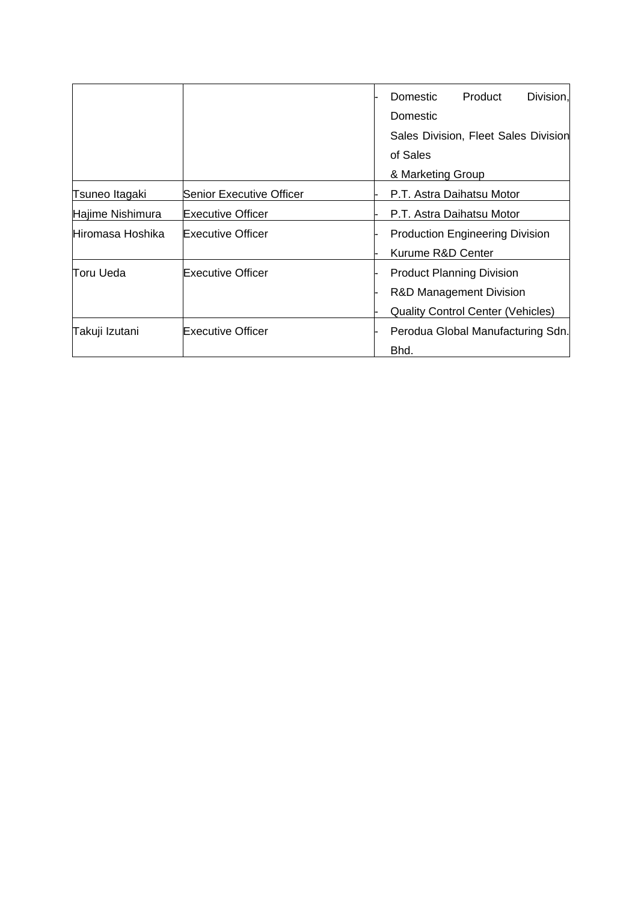| | | |
|---|---|---|
| | | - Domestic Product Division, Domestic Sales Division, Fleet Sales Division of Sales & Marketing Group |
| Tsuneo Itagaki | Senior Executive Officer | - P.T. Astra Daihatsu Motor |
| Hajime Nishimura | Executive Officer | - P.T. Astra Daihatsu Motor |
| Hiromasa Hoshika | Executive Officer | - Production Engineering Division<br>- Kurume R&D Center |
| Toru Ueda | Executive Officer | - Product Planning Division<br>- R&D Management Division<br>- Quality Control Center (Vehicles) |
| Takuji Izutani | Executive Officer | - Perodua Global Manufacturing Sdn. Bhd. |